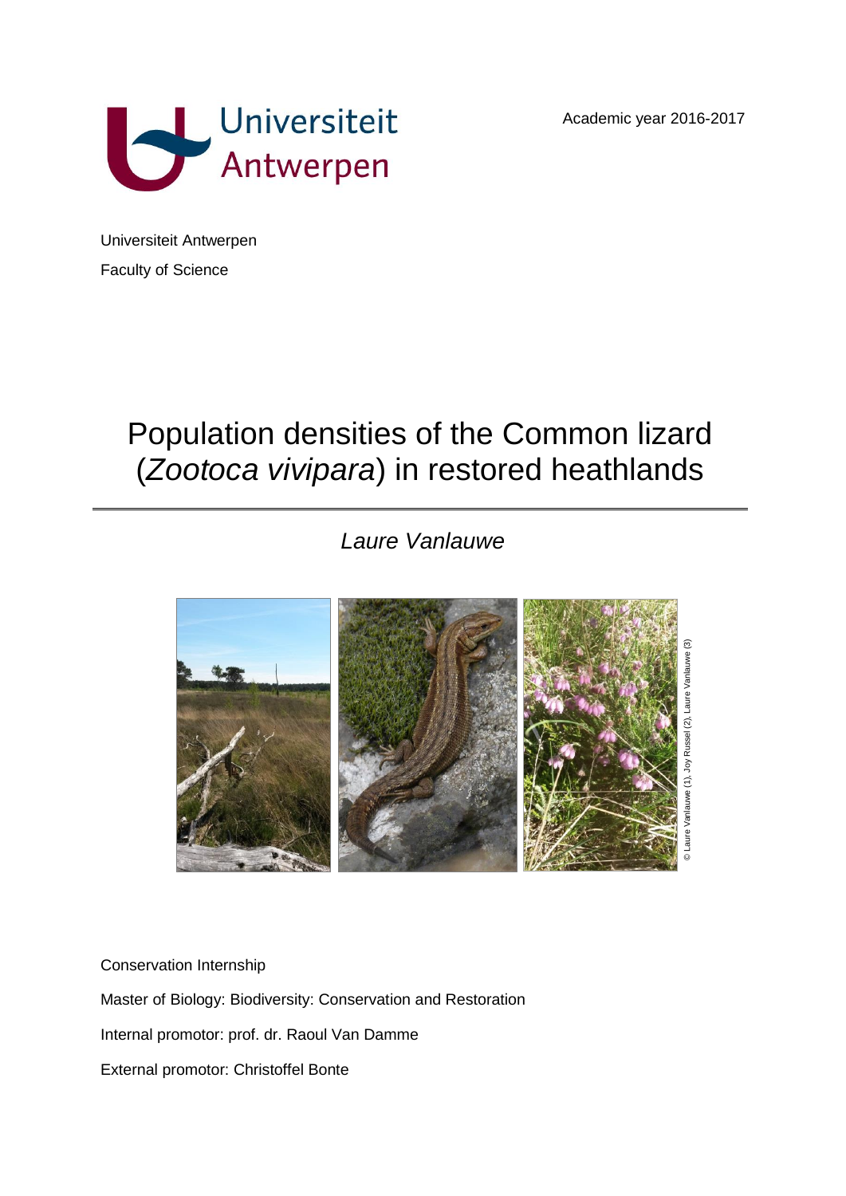Academic year 2016-2017

Universiteit Antwerpen

Faculty of Science

# Population densities of the Common lizard (*Zootoca vivipara*) in restored heathlands

*Laure Vanlauwe*

© Laure Vanlauwe (1), Joy Russel (2), Laure Vanlauwe (3)

Conservation Internship

Master of Biology: Biodiversity: Conservation and Restoration

Internal promotor: prof. dr. Raoul Van Damme

External promotor: Christoffel Bonte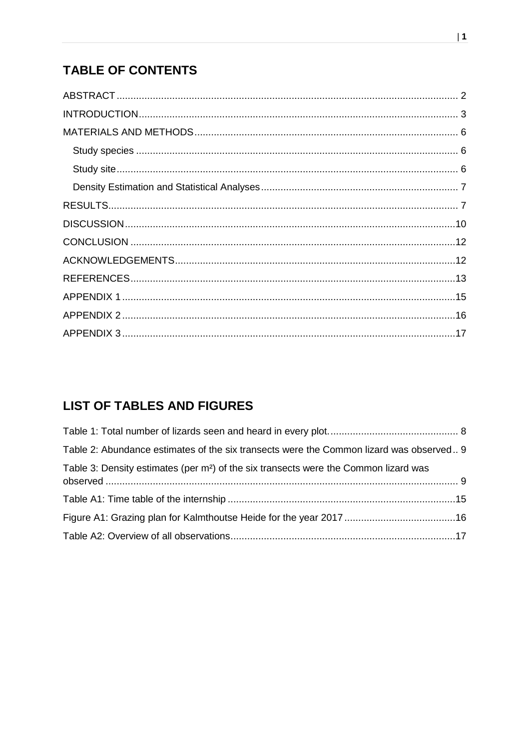## TABLE OF CONTENTS

ABSTRACT .......... 2

INTRODUCTION .......... 3

MATERIALS AND METHODS .......... 6

- Study species .......... 6
- Study site .......... 6
- Density Estimation and Statistical Analyses .......... 7

RESULTS .......... 7

DISCUSSION .......... 10

CONCLUSION .......... 12

ACKNOWLEDGEMENTS .......... 12

REFERENCES .......... 13

APPENDIX 1 .......... 15

APPENDIX 2 .......... 16

APPENDIX 3 .......... 17

## LIST OF TABLES AND FIGURES

Table 1: Total number of lizards seen and heard in every plot. .......... 8

Table 2: Abundance estimates of the six transects were the Common lizard was observed .. 9

Table 3: Density estimates (per m²) of the six transects were the Common lizard was observed .......... 9

Table A1: Time table of the internship .......... 15

Figure A1: Grazing plan for Kalmthoutse Heide for the year 2017 .......... 16

Table A2: Overview of all observations .......... 17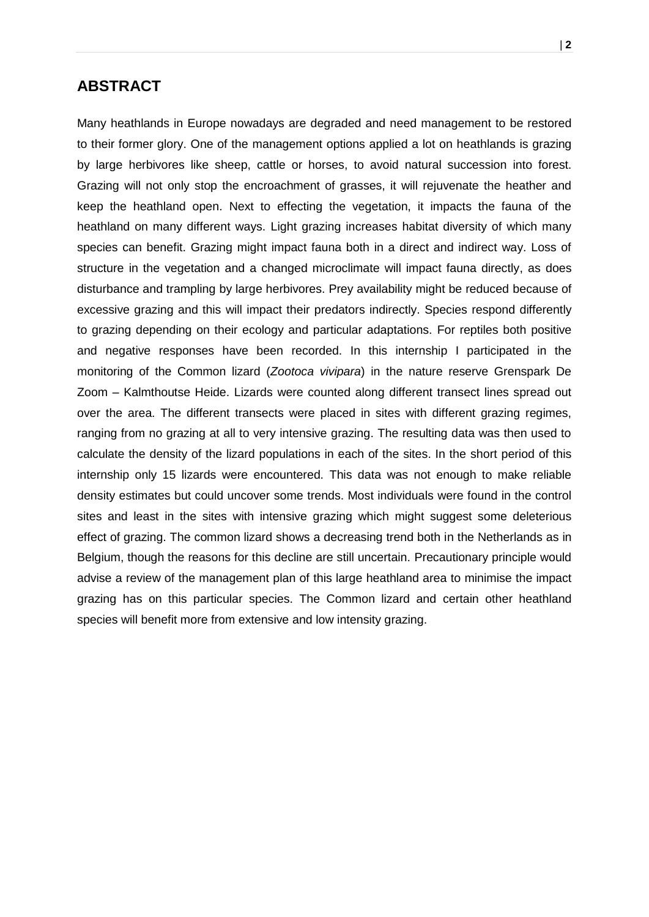## ABSTRACT

Many heathlands in Europe nowadays are degraded and need management to be restored to their former glory. One of the management options applied a lot on heathlands is grazing by large herbivores like sheep, cattle or horses, to avoid natural succession into forest. Grazing will not only stop the encroachment of grasses, it will rejuvenate the heather and keep the heathland open. Next to effecting the vegetation, it impacts the fauna of the heathland on many different ways. Light grazing increases habitat diversity of which many species can benefit. Grazing might impact fauna both in a direct and indirect way. Loss of structure in the vegetation and a changed microclimate will impact fauna directly, as does disturbance and trampling by large herbivores. Prey availability might be reduced because of excessive grazing and this will impact their predators indirectly. Species respond differently to grazing depending on their ecology and particular adaptations. For reptiles both positive and negative responses have been recorded. In this internship I participated in the monitoring of the Common lizard (*Zootoca vivipara*) in the nature reserve Grenspark De Zoom – Kalmthoutse Heide. Lizards were counted along different transect lines spread out over the area. The different transects were placed in sites with different grazing regimes, ranging from no grazing at all to very intensive grazing. The resulting data was then used to calculate the density of the lizard populations in each of the sites. In the short period of this internship only 15 lizards were encountered. This data was not enough to make reliable density estimates but could uncover some trends. Most individuals were found in the control sites and least in the sites with intensive grazing which might suggest some deleterious effect of grazing. The common lizard shows a decreasing trend both in the Netherlands as in Belgium, though the reasons for this decline are still uncertain. Precautionary principle would advise a review of the management plan of this large heathland area to minimise the impact grazing has on this particular species. The Common lizard and certain other heathland species will benefit more from extensive and low intensity grazing.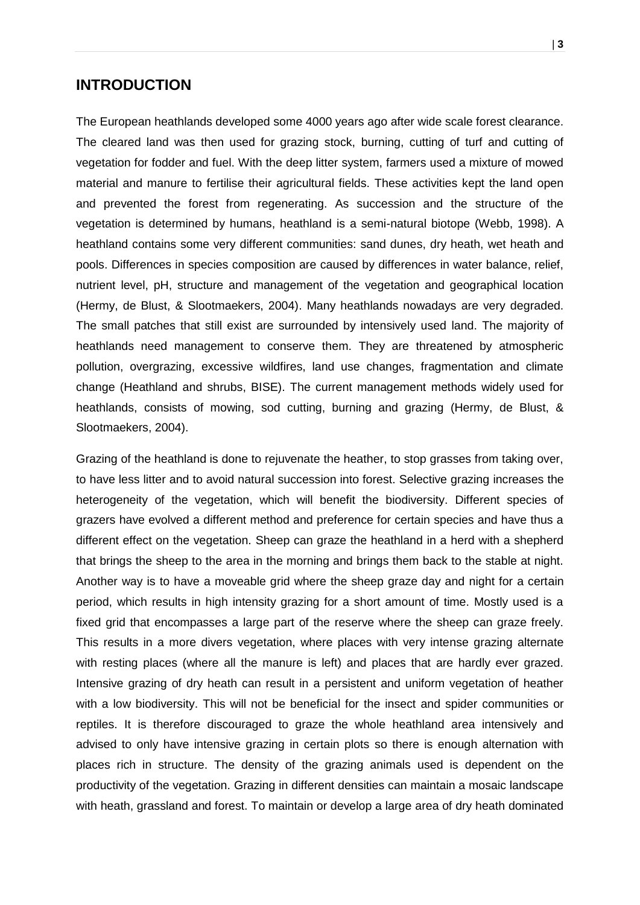## INTRODUCTION

The European heathlands developed some 4000 years ago after wide scale forest clearance. The cleared land was then used for grazing stock, burning, cutting of turf and cutting of vegetation for fodder and fuel. With the deep litter system, farmers used a mixture of mowed material and manure to fertilise their agricultural fields. These activities kept the land open and prevented the forest from regenerating. As succession and the structure of the vegetation is determined by humans, heathland is a semi-natural biotope (Webb, 1998). A heathland contains some very different communities: sand dunes, dry heath, wet heath and pools. Differences in species composition are caused by differences in water balance, relief, nutrient level, pH, structure and management of the vegetation and geographical location (Hermy, de Blust, & Slootmaekers, 2004). Many heathlands nowadays are very degraded. The small patches that still exist are surrounded by intensively used land. The majority of heathlands need management to conserve them. They are threatened by atmospheric pollution, overgrazing, excessive wildfires, land use changes, fragmentation and climate change (Heathland and shrubs, BISE). The current management methods widely used for heathlands, consists of mowing, sod cutting, burning and grazing (Hermy, de Blust, & Slootmaekers, 2004).

Grazing of the heathland is done to rejuvenate the heather, to stop grasses from taking over, to have less litter and to avoid natural succession into forest. Selective grazing increases the heterogeneity of the vegetation, which will benefit the biodiversity. Different species of grazers have evolved a different method and preference for certain species and have thus a different effect on the vegetation. Sheep can graze the heathland in a herd with a shepherd that brings the sheep to the area in the morning and brings them back to the stable at night. Another way is to have a moveable grid where the sheep graze day and night for a certain period, which results in high intensity grazing for a short amount of time. Mostly used is a fixed grid that encompasses a large part of the reserve where the sheep can graze freely. This results in a more divers vegetation, where places with very intense grazing alternate with resting places (where all the manure is left) and places that are hardly ever grazed. Intensive grazing of dry heath can result in a persistent and uniform vegetation of heather with a low biodiversity. This will not be beneficial for the insect and spider communities or reptiles. It is therefore discouraged to graze the whole heathland area intensively and advised to only have intensive grazing in certain plots so there is enough alternation with places rich in structure. The density of the grazing animals used is dependent on the productivity of the vegetation. Grazing in different densities can maintain a mosaic landscape with heath, grassland and forest. To maintain or develop a large area of dry heath dominated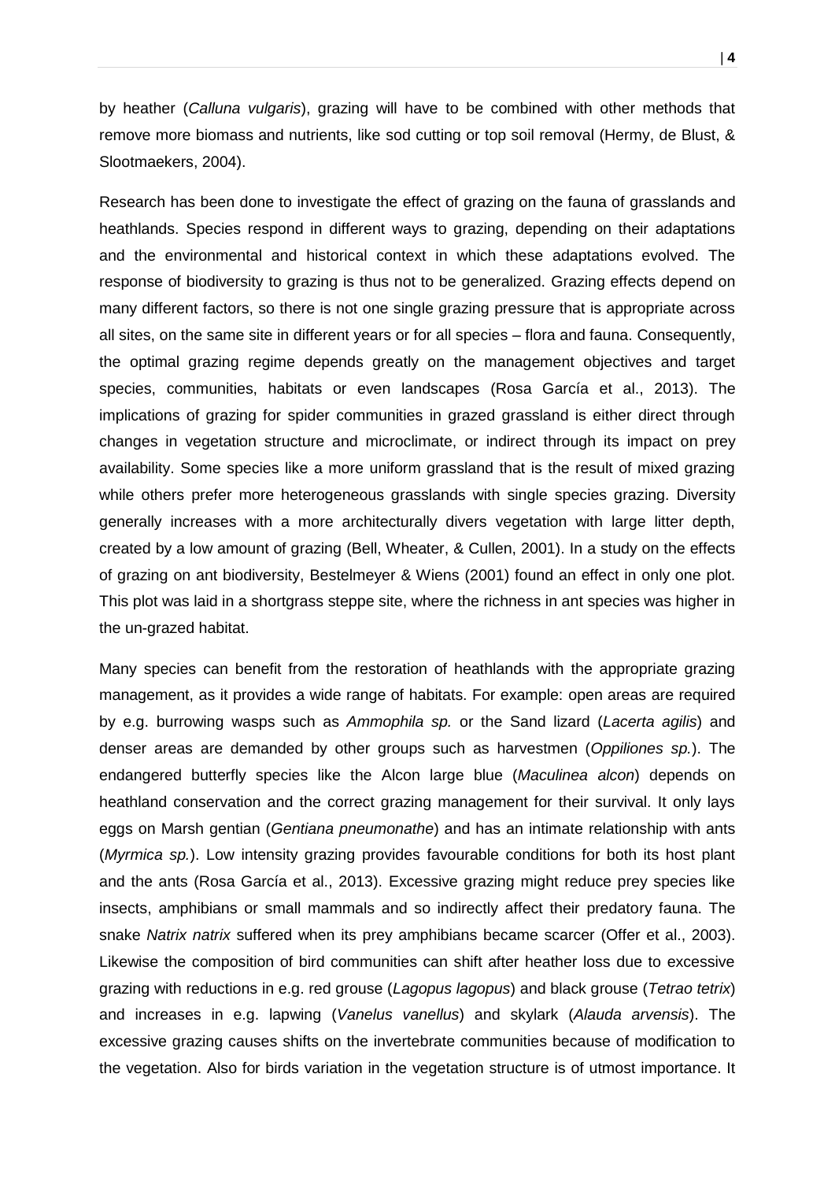by heather (*Calluna vulgaris*), grazing will have to be combined with other methods that remove more biomass and nutrients, like sod cutting or top soil removal (Hermy, de Blust, & Slootmaekers, 2004).

Research has been done to investigate the effect of grazing on the fauna of grasslands and heathlands. Species respond in different ways to grazing, depending on their adaptations and the environmental and historical context in which these adaptations evolved. The response of biodiversity to grazing is thus not to be generalized. Grazing effects depend on many different factors, so there is not one single grazing pressure that is appropriate across all sites, on the same site in different years or for all species – flora and fauna. Consequently, the optimal grazing regime depends greatly on the management objectives and target species, communities, habitats or even landscapes (Rosa García et al., 2013). The implications of grazing for spider communities in grazed grassland is either direct through changes in vegetation structure and microclimate, or indirect through its impact on prey availability. Some species like a more uniform grassland that is the result of mixed grazing while others prefer more heterogeneous grasslands with single species grazing. Diversity generally increases with a more architecturally divers vegetation with large litter depth, created by a low amount of grazing (Bell, Wheater, & Cullen, 2001). In a study on the effects of grazing on ant biodiversity, Bestelmeyer & Wiens (2001) found an effect in only one plot. This plot was laid in a shortgrass steppe site, where the richness in ant species was higher in the un-grazed habitat.

Many species can benefit from the restoration of heathlands with the appropriate grazing management, as it provides a wide range of habitats. For example: open areas are required by e.g. burrowing wasps such as *Ammophila sp.* or the Sand lizard (*Lacerta agilis*) and denser areas are demanded by other groups such as harvestmen (*Oppiliones sp.*). The endangered butterfly species like the Alcon large blue (*Maculinea alcon*) depends on heathland conservation and the correct grazing management for their survival. It only lays eggs on Marsh gentian (*Gentiana pneumonathe*) and has an intimate relationship with ants (*Myrmica sp.*). Low intensity grazing provides favourable conditions for both its host plant and the ants (Rosa García et al., 2013). Excessive grazing might reduce prey species like insects, amphibians or small mammals and so indirectly affect their predatory fauna. The snake *Natrix natrix* suffered when its prey amphibians became scarcer (Offer et al., 2003). Likewise the composition of bird communities can shift after heather loss due to excessive grazing with reductions in e.g. red grouse (*Lagopus lagopus*) and black grouse (*Tetrao tetrix*) and increases in e.g. lapwing (*Vanelus vanellus*) and skylark (*Alauda arvensis*). The excessive grazing causes shifts on the invertebrate communities because of modification to the vegetation. Also for birds variation in the vegetation structure is of utmost importance. It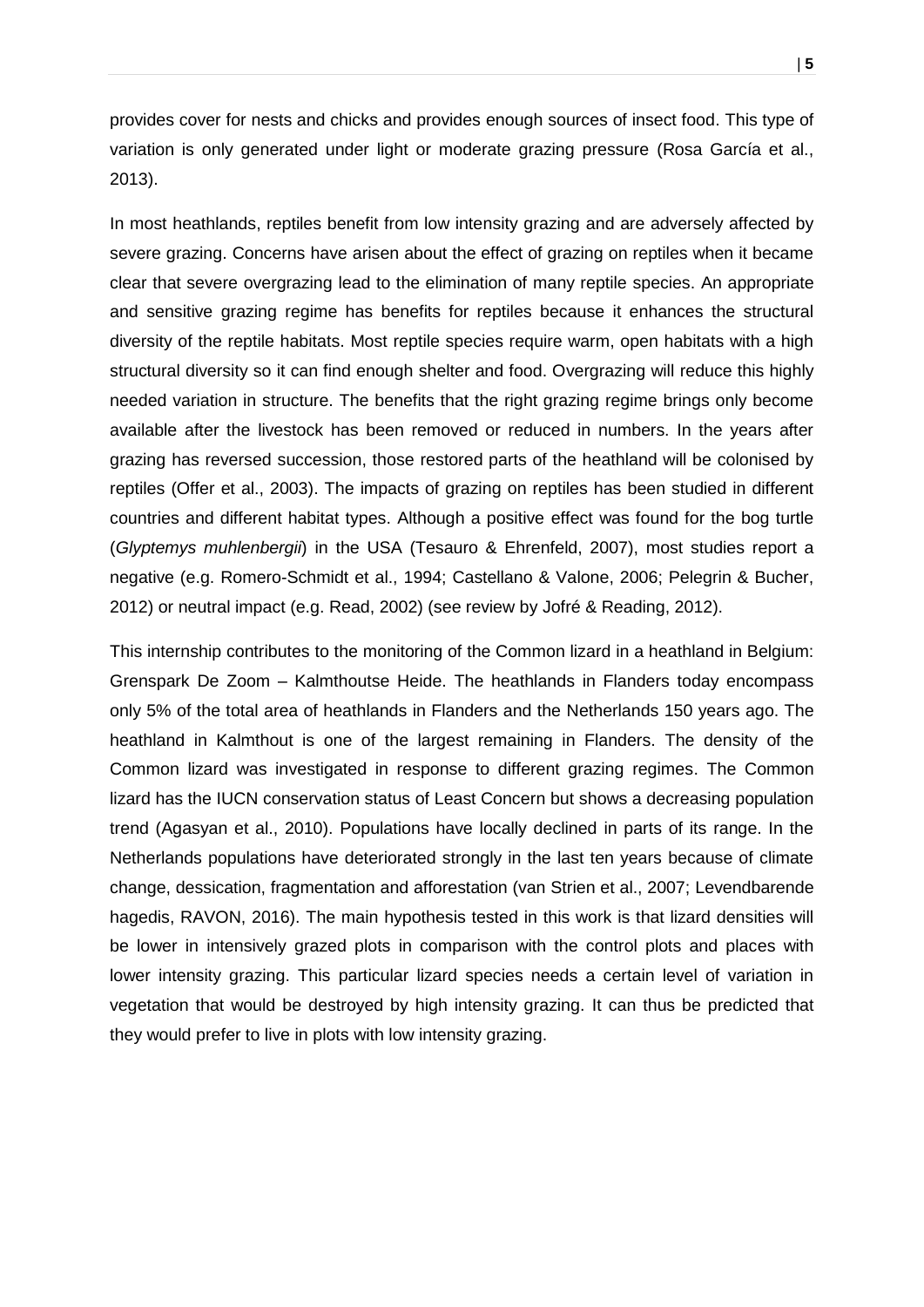provides cover for nests and chicks and provides enough sources of insect food. This type of variation is only generated under light or moderate grazing pressure (Rosa García et al., 2013).

In most heathlands, reptiles benefit from low intensity grazing and are adversely affected by severe grazing. Concerns have arisen about the effect of grazing on reptiles when it became clear that severe overgrazing lead to the elimination of many reptile species. An appropriate and sensitive grazing regime has benefits for reptiles because it enhances the structural diversity of the reptile habitats. Most reptile species require warm, open habitats with a high structural diversity so it can find enough shelter and food. Overgrazing will reduce this highly needed variation in structure. The benefits that the right grazing regime brings only become available after the livestock has been removed or reduced in numbers. In the years after grazing has reversed succession, those restored parts of the heathland will be colonised by reptiles (Offer et al., 2003). The impacts of grazing on reptiles has been studied in different countries and different habitat types. Although a positive effect was found for the bog turtle (*Glyptemys muhlenbergii*) in the USA (Tesauro & Ehrenfeld, 2007), most studies report a negative (e.g. Romero-Schmidt et al., 1994; Castellano & Valone, 2006; Pelegrin & Bucher, 2012) or neutral impact (e.g. Read, 2002) (see review by Jofré & Reading, 2012).

This internship contributes to the monitoring of the Common lizard in a heathland in Belgium: Grenspark De Zoom – Kalmthoutse Heide. The heathlands in Flanders today encompass only 5% of the total area of heathlands in Flanders and the Netherlands 150 years ago. The heathland in Kalmthout is one of the largest remaining in Flanders. The density of the Common lizard was investigated in response to different grazing regimes. The Common lizard has the IUCN conservation status of Least Concern but shows a decreasing population trend (Agasyan et al., 2010). Populations have locally declined in parts of its range. In the Netherlands populations have deteriorated strongly in the last ten years because of climate change, dessication, fragmentation and afforestation (van Strien et al., 2007; Levendbarende hagedis, RAVON, 2016). The main hypothesis tested in this work is that lizard densities will be lower in intensively grazed plots in comparison with the control plots and places with lower intensity grazing. This particular lizard species needs a certain level of variation in vegetation that would be destroyed by high intensity grazing. It can thus be predicted that they would prefer to live in plots with low intensity grazing.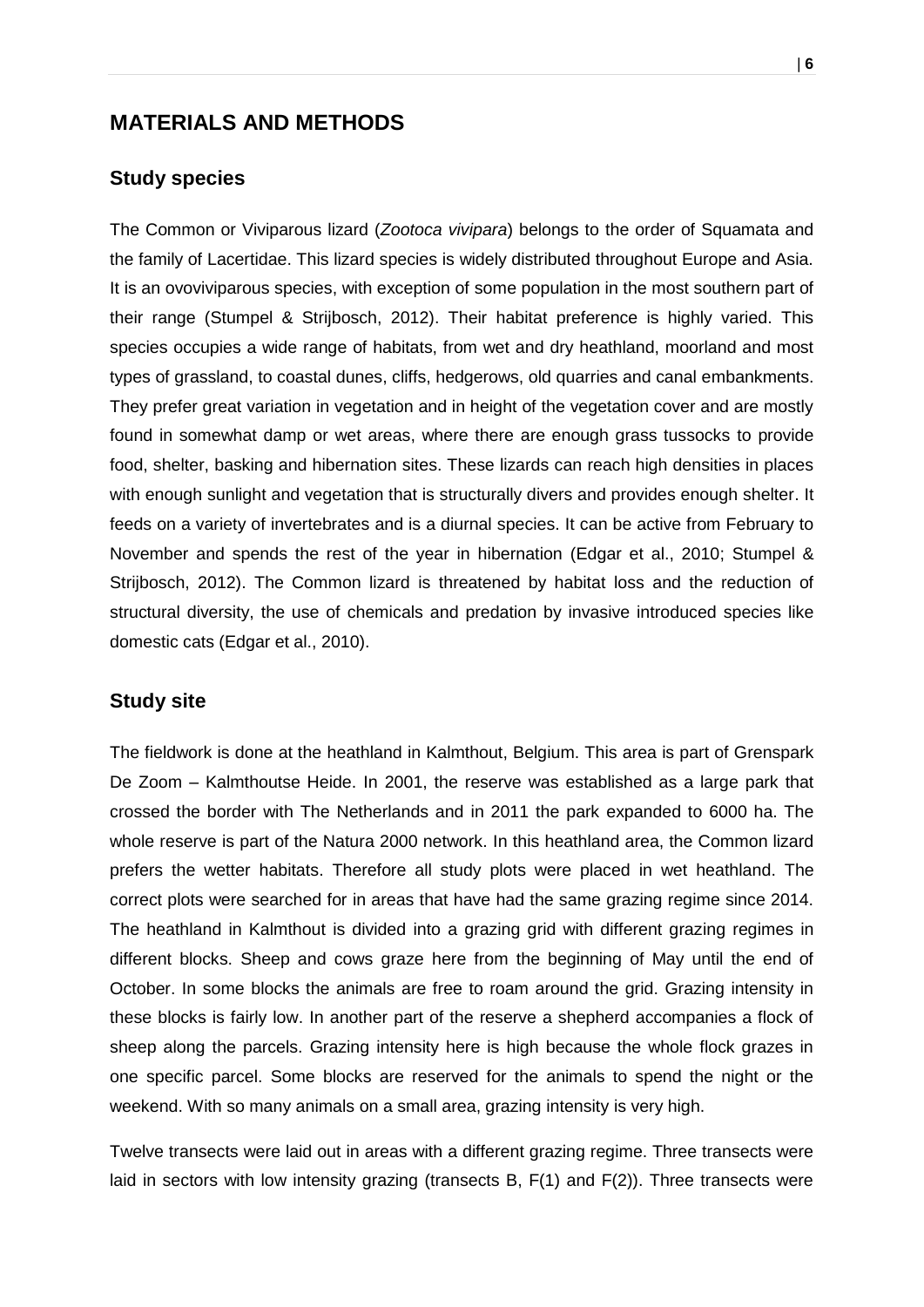## MATERIALS AND METHODS

### Study species

The Common or Viviparous lizard (*Zootoca vivipara*) belongs to the order of Squamata and the family of Lacertidae. This lizard species is widely distributed throughout Europe and Asia. It is an ovoviviparous species, with exception of some population in the most southern part of their range (Stumpel & Strijbosch, 2012). Their habitat preference is highly varied. This species occupies a wide range of habitats, from wet and dry heathland, moorland and most types of grassland, to coastal dunes, cliffs, hedgerows, old quarries and canal embankments. They prefer great variation in vegetation and in height of the vegetation cover and are mostly found in somewhat damp or wet areas, where there are enough grass tussocks to provide food, shelter, basking and hibernation sites. These lizards can reach high densities in places with enough sunlight and vegetation that is structurally divers and provides enough shelter. It feeds on a variety of invertebrates and is a diurnal species. It can be active from February to November and spends the rest of the year in hibernation (Edgar et al., 2010; Stumpel & Strijbosch, 2012). The Common lizard is threatened by habitat loss and the reduction of structural diversity, the use of chemicals and predation by invasive introduced species like domestic cats (Edgar et al., 2010).

### Study site

The fieldwork is done at the heathland in Kalmthout, Belgium. This area is part of Grenspark De Zoom – Kalmthoutse Heide. In 2001, the reserve was established as a large park that crossed the border with The Netherlands and in 2011 the park expanded to 6000 ha. The whole reserve is part of the Natura 2000 network. In this heathland area, the Common lizard prefers the wetter habitats. Therefore all study plots were placed in wet heathland. The correct plots were searched for in areas that have had the same grazing regime since 2014. The heathland in Kalmthout is divided into a grazing grid with different grazing regimes in different blocks. Sheep and cows graze here from the beginning of May until the end of October. In some blocks the animals are free to roam around the grid. Grazing intensity in these blocks is fairly low. In another part of the reserve a shepherd accompanies a flock of sheep along the parcels. Grazing intensity here is high because the whole flock grazes in one specific parcel. Some blocks are reserved for the animals to spend the night or the weekend. With so many animals on a small area, grazing intensity is very high.

Twelve transects were laid out in areas with a different grazing regime. Three transects were laid in sectors with low intensity grazing (transects B, F(1) and F(2)). Three transects were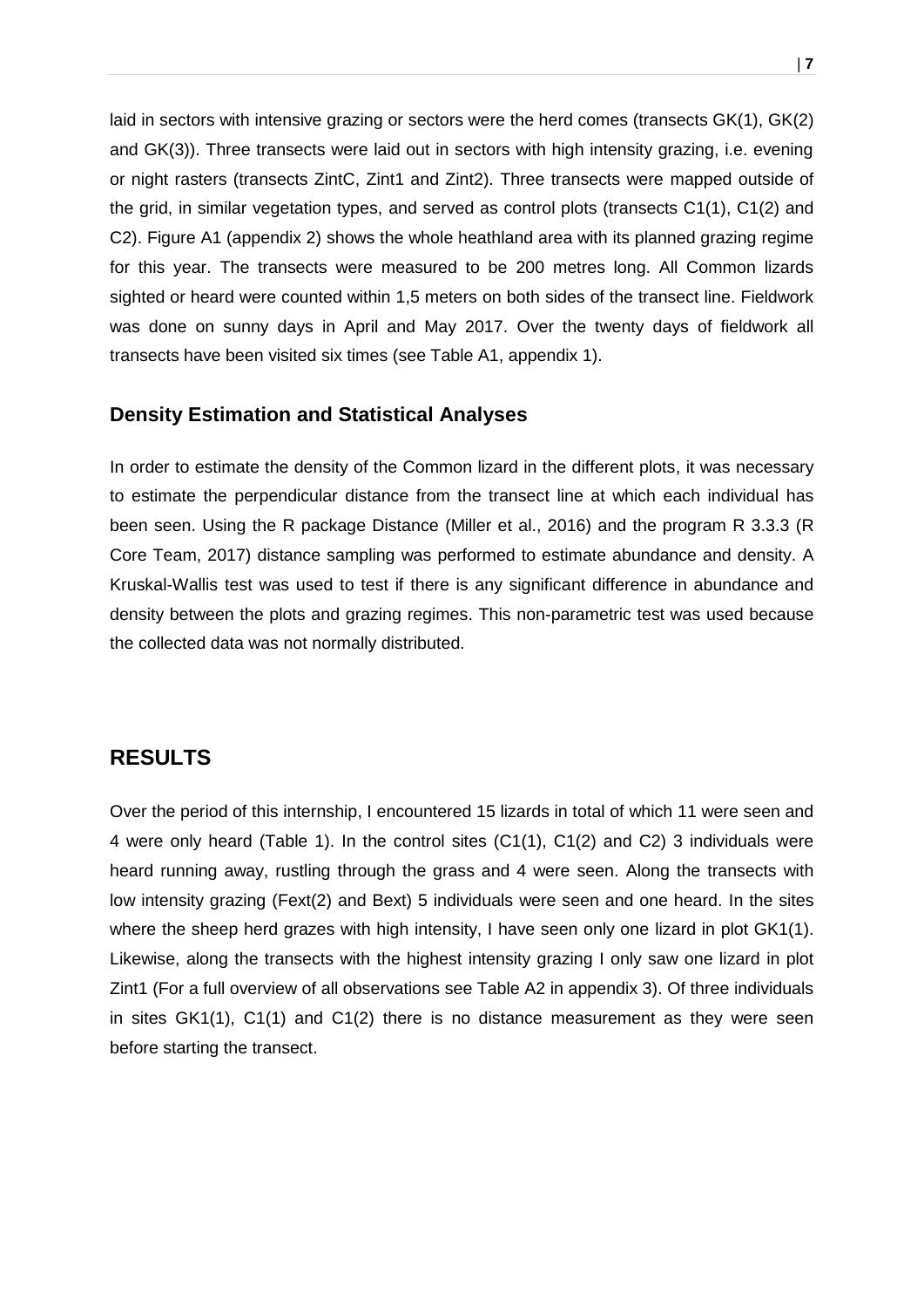laid in sectors with intensive grazing or sectors were the herd comes (transects GK(1), GK(2) and GK(3)). Three transects were laid out in sectors with high intensity grazing, i.e. evening or night rasters (transects ZintC, Zint1 and Zint2). Three transects were mapped outside of the grid, in similar vegetation types, and served as control plots (transects C1(1), C1(2) and C2). Figure A1 (appendix 2) shows the whole heathland area with its planned grazing regime for this year. The transects were measured to be 200 metres long. All Common lizards sighted or heard were counted within 1,5 meters on both sides of the transect line. Fieldwork was done on sunny days in April and May 2017. Over the twenty days of fieldwork all transects have been visited six times (see Table A1, appendix 1).

### Density Estimation and Statistical Analyses

In order to estimate the density of the Common lizard in the different plots, it was necessary to estimate the perpendicular distance from the transect line at which each individual has been seen. Using the R package Distance (Miller et al., 2016) and the program R 3.3.3 (R Core Team, 2017) distance sampling was performed to estimate abundance and density. A Kruskal-Wallis test was used to test if there is any significant difference in abundance and density between the plots and grazing regimes. This non-parametric test was used because the collected data was not normally distributed.

## RESULTS

Over the period of this internship, I encountered 15 lizards in total of which 11 were seen and 4 were only heard (Table 1). In the control sites (C1(1), C1(2) and C2) 3 individuals were heard running away, rustling through the grass and 4 were seen. Along the transects with low intensity grazing (Fext(2) and Bext) 5 individuals were seen and one heard. In the sites where the sheep herd grazes with high intensity, I have seen only one lizard in plot GK1(1). Likewise, along the transects with the highest intensity grazing I only saw one lizard in plot Zint1 (For a full overview of all observations see Table A2 in appendix 3). Of three individuals in sites GK1(1), C1(1) and C1(2) there is no distance measurement as they were seen before starting the transect.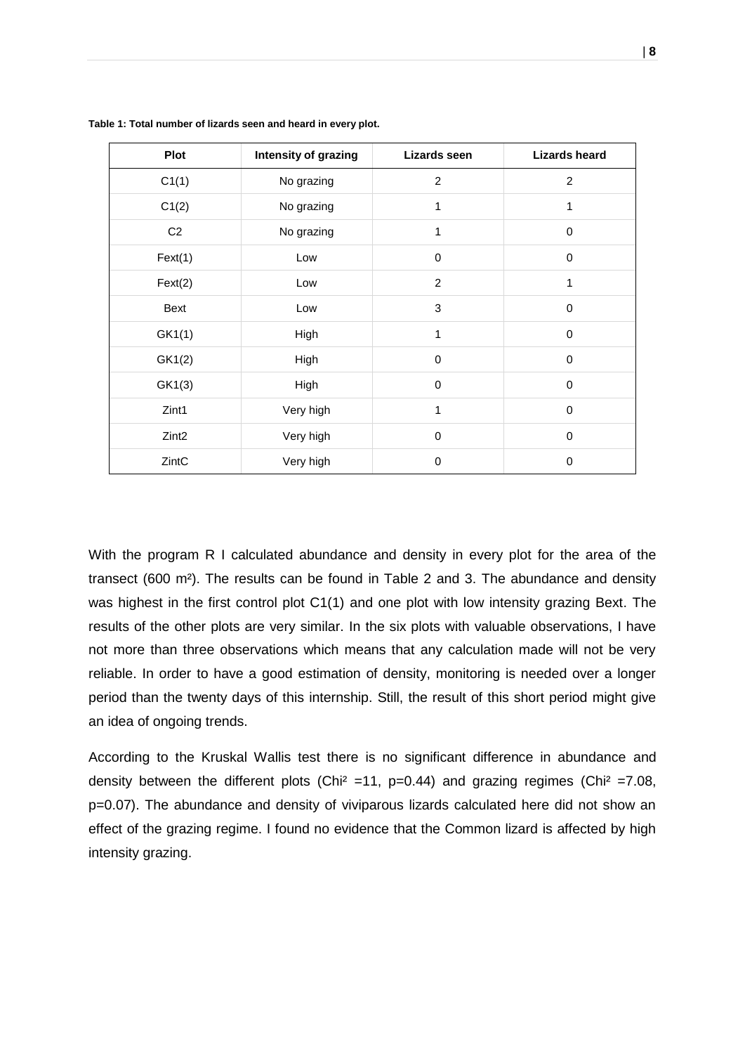**Table 1: Total number of lizards seen and heard in every plot.**

| Plot | Intensity of grazing | Lizards seen | Lizards heard |
|---|---|---|---|
| C1(1) | No grazing | 2 | 2 |
| C1(2) | No grazing | 1 | 1 |
| C2 | No grazing | 1 | 0 |
| Fext(1) | Low | 0 | 0 |
| Fext(2) | Low | 2 | 1 |
| Bext | Low | 3 | 0 |
| GK1(1) | High | 1 | 0 |
| GK1(2) | High | 0 | 0 |
| GK1(3) | High | 0 | 0 |
| Zint1 | Very high | 1 | 0 |
| Zint2 | Very high | 0 | 0 |
| ZintC | Very high | 0 | 0 |

With the program R I calculated abundance and density in every plot for the area of the transect (600 m²). The results can be found in Table 2 and 3. The abundance and density was highest in the first control plot C1(1) and one plot with low intensity grazing Bext. The results of the other plots are very similar. In the six plots with valuable observations, I have not more than three observations which means that any calculation made will not be very reliable. In order to have a good estimation of density, monitoring is needed over a longer period than the twenty days of this internship. Still, the result of this short period might give an idea of ongoing trends.

According to the Kruskal Wallis test there is no significant difference in abundance and density between the different plots ($Chi^2 = 11$, $p = 0.44$) and grazing regimes ($Chi^2 = 7.08$, $p = 0.07$). The abundance and density of viviparous lizards calculated here did not show an effect of the grazing regime. I found no evidence that the Common lizard is affected by high intensity grazing.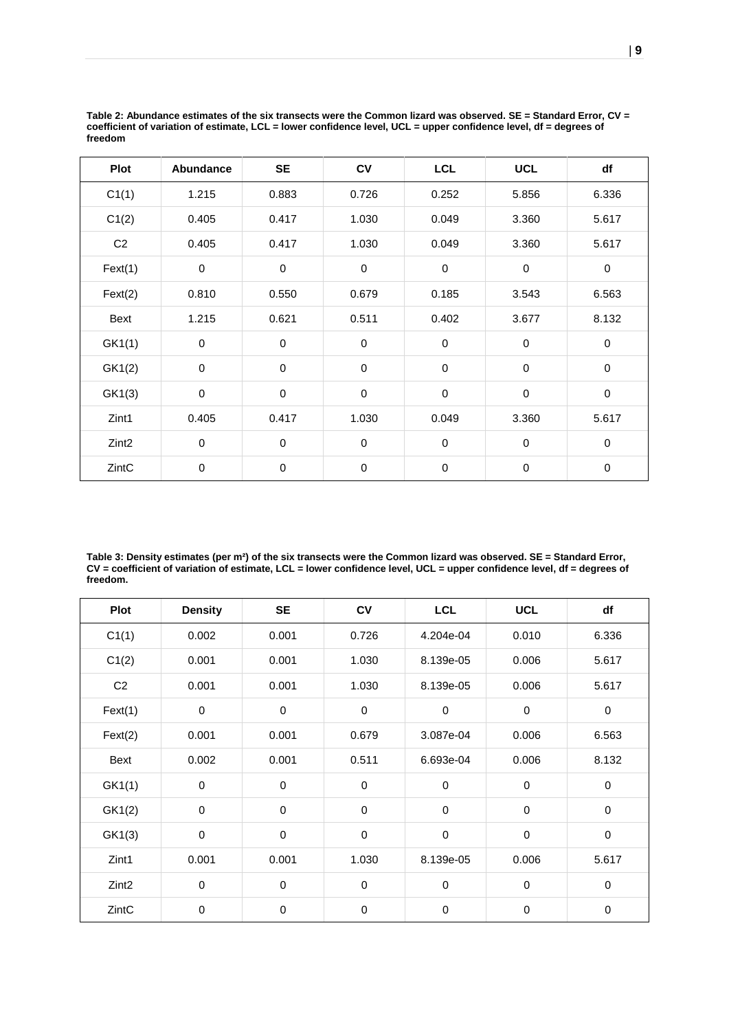**Table 2: Abundance estimates of the six transects were the Common lizard was observed. SE = Standard Error, CV = coefficient of variation of estimate, LCL = lower confidence level, UCL = upper confidence level, df = degrees of freedom**

| Plot | Abundance | SE | CV | LCL | UCL | df |
|---|---|---|---|---|---|---|
| C1(1) | 1.215 | 0.883 | 0.726 | 0.252 | 5.856 | 6.336 |
| C1(2) | 0.405 | 0.417 | 1.030 | 0.049 | 3.360 | 5.617 |
| C2 | 0.405 | 0.417 | 1.030 | 0.049 | 3.360 | 5.617 |
| Fext(1) | 0 | 0 | 0 | 0 | 0 | 0 |
| Fext(2) | 0.810 | 0.550 | 0.679 | 0.185 | 3.543 | 6.563 |
| Bext | 1.215 | 0.621 | 0.511 | 0.402 | 3.677 | 8.132 |
| GK1(1) | 0 | 0 | 0 | 0 | 0 | 0 |
| GK1(2) | 0 | 0 | 0 | 0 | 0 | 0 |
| GK1(3) | 0 | 0 | 0 | 0 | 0 | 0 |
| Zint1 | 0.405 | 0.417 | 1.030 | 0.049 | 3.360 | 5.617 |
| Zint2 | 0 | 0 | 0 | 0 | 0 | 0 |
| ZintC | 0 | 0 | 0 | 0 | 0 | 0 |

**Table 3: Density estimates (per m²) of the six transects were the Common lizard was observed. SE = Standard Error, CV = coefficient of variation of estimate, LCL = lower confidence level, UCL = upper confidence level, df = degrees of freedom.**

| Plot | Density | SE | CV | LCL | UCL | df |
|---|---|---|---|---|---|---|
| C1(1) | 0.002 | 0.001 | 0.726 | 4.204e-04 | 0.010 | 6.336 |
| C1(2) | 0.001 | 0.001 | 1.030 | 8.139e-05 | 0.006 | 5.617 |
| C2 | 0.001 | 0.001 | 1.030 | 8.139e-05 | 0.006 | 5.617 |
| Fext(1) | 0 | 0 | 0 | 0 | 0 | 0 |
| Fext(2) | 0.001 | 0.001 | 0.679 | 3.087e-04 | 0.006 | 6.563 |
| Bext | 0.002 | 0.001 | 0.511 | 6.693e-04 | 0.006 | 8.132 |
| GK1(1) | 0 | 0 | 0 | 0 | 0 | 0 |
| GK1(2) | 0 | 0 | 0 | 0 | 0 | 0 |
| GK1(3) | 0 | 0 | 0 | 0 | 0 | 0 |
| Zint1 | 0.001 | 0.001 | 1.030 | 8.139e-05 | 0.006 | 5.617 |
| Zint2 | 0 | 0 | 0 | 0 | 0 | 0 |
| ZintC | 0 | 0 | 0 | 0 | 0 | 0 |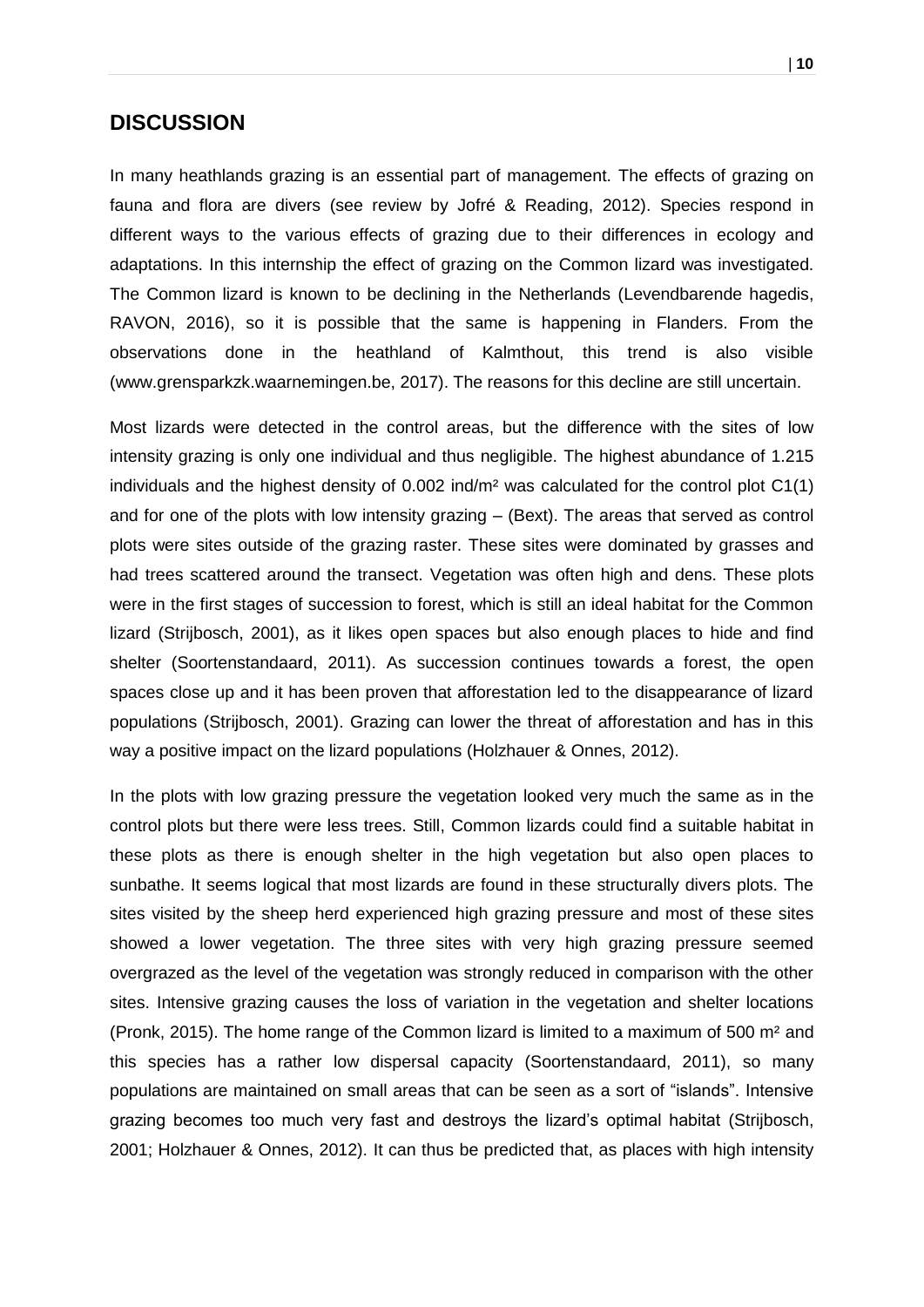## DISCUSSION

In many heathlands grazing is an essential part of management. The effects of grazing on fauna and flora are divers (see review by Jofré & Reading, 2012). Species respond in different ways to the various effects of grazing due to their differences in ecology and adaptations. In this internship the effect of grazing on the Common lizard was investigated. The Common lizard is known to be declining in the Netherlands (Levendbarende hagedis, RAVON, 2016), so it is possible that the same is happening in Flanders. From the observations done in the heathland of Kalmthout, this trend is also visible (www.grensparkzk.waarnemingen.be, 2017). The reasons for this decline are still uncertain.

Most lizards were detected in the control areas, but the difference with the sites of low intensity grazing is only one individual and thus negligible. The highest abundance of 1.215 individuals and the highest density of 0.002 ind/m² was calculated for the control plot C1(1) and for one of the plots with low intensity grazing – (Bext). The areas that served as control plots were sites outside of the grazing raster. These sites were dominated by grasses and had trees scattered around the transect. Vegetation was often high and dens. These plots were in the first stages of succession to forest, which is still an ideal habitat for the Common lizard (Strijbosch, 2001), as it likes open spaces but also enough places to hide and find shelter (Soortenstandaard, 2011). As succession continues towards a forest, the open spaces close up and it has been proven that afforestation led to the disappearance of lizard populations (Strijbosch, 2001). Grazing can lower the threat of afforestation and has in this way a positive impact on the lizard populations (Holzhauer & Onnes, 2012).

In the plots with low grazing pressure the vegetation looked very much the same as in the control plots but there were less trees. Still, Common lizards could find a suitable habitat in these plots as there is enough shelter in the high vegetation but also open places to sunbathe. It seems logical that most lizards are found in these structurally divers plots. The sites visited by the sheep herd experienced high grazing pressure and most of these sites showed a lower vegetation. The three sites with very high grazing pressure seemed overgrazed as the level of the vegetation was strongly reduced in comparison with the other sites. Intensive grazing causes the loss of variation in the vegetation and shelter locations (Pronk, 2015). The home range of the Common lizard is limited to a maximum of 500 m² and this species has a rather low dispersal capacity (Soortenstandaard, 2011), so many populations are maintained on small areas that can be seen as a sort of "islands". Intensive grazing becomes too much very fast and destroys the lizard's optimal habitat (Strijbosch, 2001; Holzhauer & Onnes, 2012). It can thus be predicted that, as places with high intensity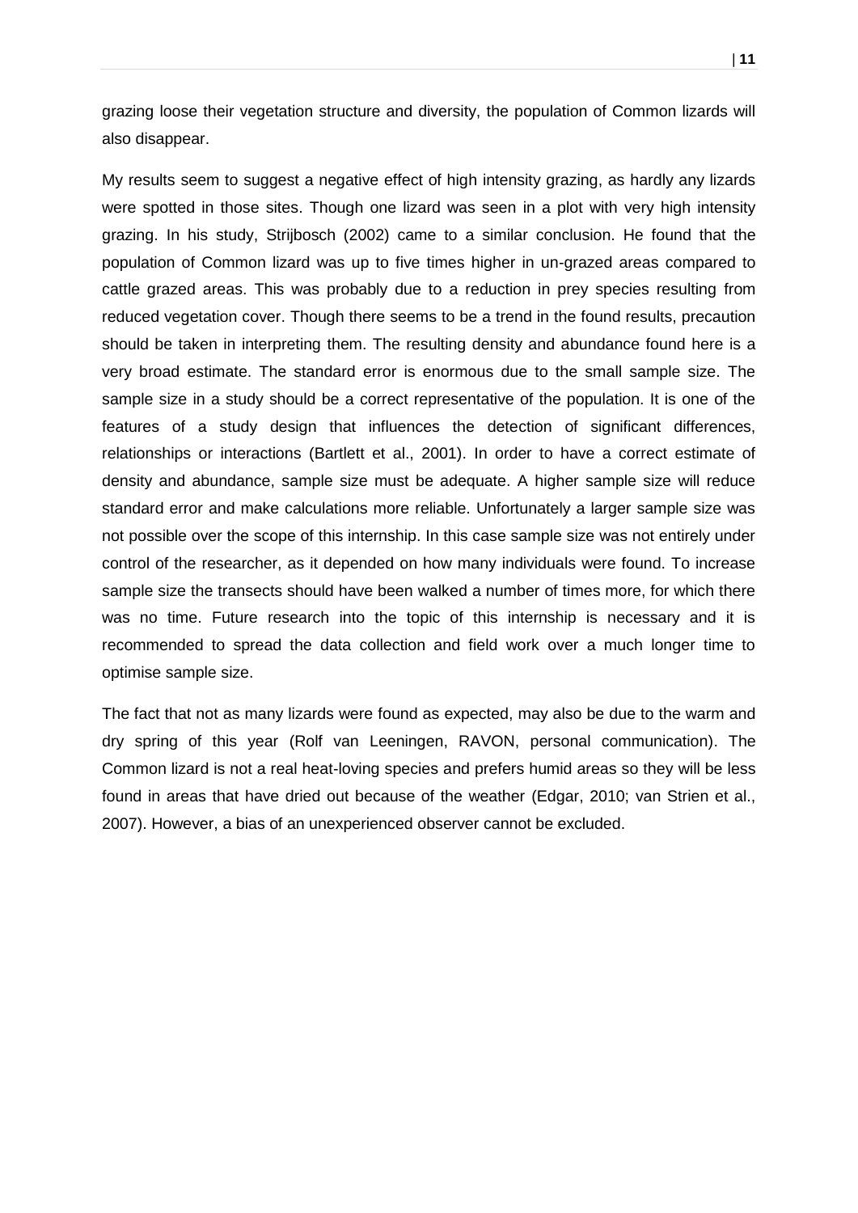grazing loose their vegetation structure and diversity, the population of Common lizards will also disappear.

My results seem to suggest a negative effect of high intensity grazing, as hardly any lizards were spotted in those sites. Though one lizard was seen in a plot with very high intensity grazing. In his study, Strijbosch (2002) came to a similar conclusion. He found that the population of Common lizard was up to five times higher in un-grazed areas compared to cattle grazed areas. This was probably due to a reduction in prey species resulting from reduced vegetation cover. Though there seems to be a trend in the found results, precaution should be taken in interpreting them. The resulting density and abundance found here is a very broad estimate. The standard error is enormous due to the small sample size. The sample size in a study should be a correct representative of the population. It is one of the features of a study design that influences the detection of significant differences, relationships or interactions (Bartlett et al., 2001). In order to have a correct estimate of density and abundance, sample size must be adequate. A higher sample size will reduce standard error and make calculations more reliable. Unfortunately a larger sample size was not possible over the scope of this internship. In this case sample size was not entirely under control of the researcher, as it depended on how many individuals were found. To increase sample size the transects should have been walked a number of times more, for which there was no time. Future research into the topic of this internship is necessary and it is recommended to spread the data collection and field work over a much longer time to optimise sample size.

The fact that not as many lizards were found as expected, may also be due to the warm and dry spring of this year (Rolf van Leeningen, RAVON, personal communication). The Common lizard is not a real heat-loving species and prefers humid areas so they will be less found in areas that have dried out because of the weather (Edgar, 2010; van Strien et al., 2007). However, a bias of an unexperienced observer cannot be excluded.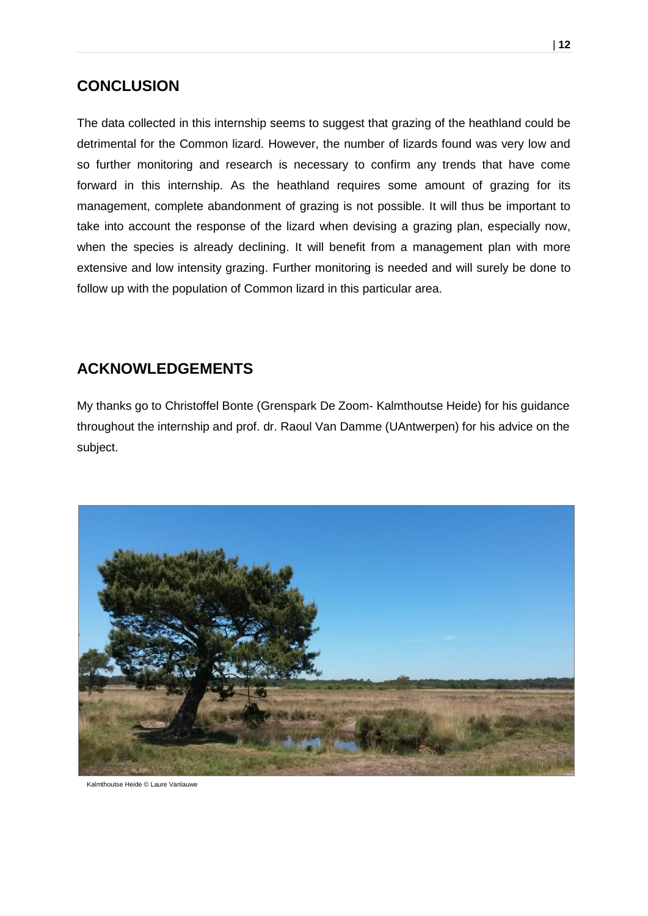## CONCLUSION

The data collected in this internship seems to suggest that grazing of the heathland could be detrimental for the Common lizard. However, the number of lizards found was very low and so further monitoring and research is necessary to confirm any trends that have come forward in this internship. As the heathland requires some amount of grazing for its management, complete abandonment of grazing is not possible. It will thus be important to take into account the response of the lizard when devising a grazing plan, especially now, when the species is already declining. It will benefit from a management plan with more extensive and low intensity grazing. Further monitoring is needed and will surely be done to follow up with the population of Common lizard in this particular area.

## ACKNOWLEDGEMENTS

My thanks go to Christoffel Bonte (Grenspark De Zoom- Kalmthoutse Heide) for his guidance throughout the internship and prof. dr. Raoul Van Damme (UAntwerpen) for his advice on the subject.

Kalmthoutse Heide © Laure Vanlauwe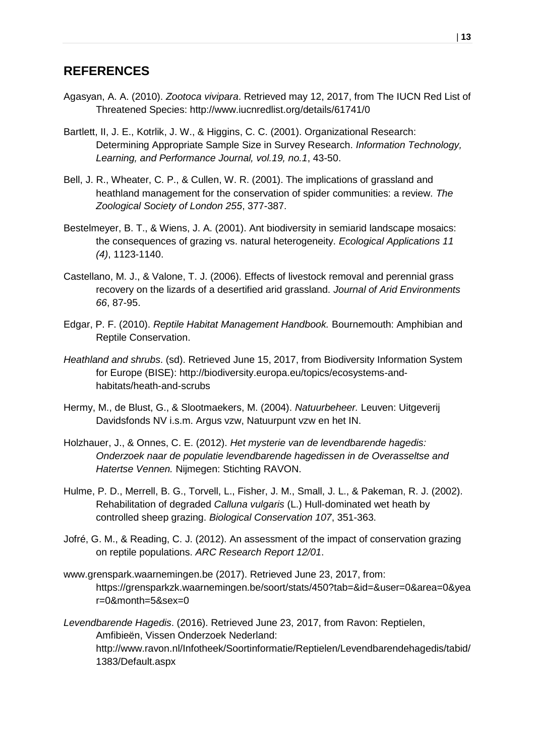## REFERENCES

Agasyan, A. A. (2010). *Zootoca vivipara*. Retrieved may 12, 2017, from The IUCN Red List of Threatened Species: http://www.iucnredlist.org/details/61741/0

Bartlett, II, J. E., Kotrlik, J. W., & Higgins, C. C. (2001). Organizational Research: Determining Appropriate Sample Size in Survey Research. *Information Technology, Learning, and Performance Journal, vol.19, no.1*, 43-50.

Bell, J. R., Wheater, C. P., & Cullen, W. R. (2001). The implications of grassland and heathland management for the conservation of spider communities: a review. *The Zoological Society of London 255*, 377-387.

Bestelmeyer, B. T., & Wiens, J. A. (2001). Ant biodiversity in semiarid landscape mosaics: the consequences of grazing vs. natural heterogeneity. *Ecological Applications 11 (4)*, 1123-1140.

Castellano, M. J., & Valone, T. J. (2006). Effects of livestock removal and perennial grass recovery on the lizards of a desertified arid grassland. *Journal of Arid Environments 66*, 87-95.

Edgar, P. F. (2010). *Reptile Habitat Management Handbook.* Bournemouth: Amphibian and Reptile Conservation.

*Heathland and shrubs*. (sd). Retrieved June 15, 2017, from Biodiversity Information System for Europe (BISE): http://biodiversity.europa.eu/topics/ecosystems-and-habitats/heath-and-scrubs

Hermy, M., de Blust, G., & Slootmaekers, M. (2004). *Natuurbeheer.* Leuven: Uitgeverij Davidsfonds NV i.s.m. Argus vzw, Natuurpunt vzw en het IN.

Holzhauer, J., & Onnes, C. E. (2012). *Het mysterie van de levendbarende hagedis: Onderzoek naar de populatie levendbarende hagedissen in de Overasseltse and Hatertse Vennen.* Nijmegen: Stichting RAVON.

Hulme, P. D., Merrell, B. G., Torvell, L., Fisher, J. M., Small, J. L., & Pakeman, R. J. (2002). Rehabilitation of degraded *Calluna vulgaris* (L.) Hull-dominated wet heath by controlled sheep grazing. *Biological Conservation 107*, 351-363.

Jofré, G. M., & Reading, C. J. (2012). An assessment of the impact of conservation grazing on reptile populations. *ARC Research Report 12/01*.

www.grenspark.waarnemingen.be (2017). Retrieved June 23, 2017, from: https://grensparkzk.waarnemingen.be/soort/stats/450?tab=&id=&user=0&area=0&year=0&month=5&sex=0

*Levendbarende Hagedis*. (2016). Retrieved June 23, 2017, from Ravon: Reptielen, Amfibieën, Vissen Onderzoek Nederland: http://www.ravon.nl/Infotheek/Soortinformatie/Reptielen/Levendbarendehagedis/tabid/1383/Default.aspx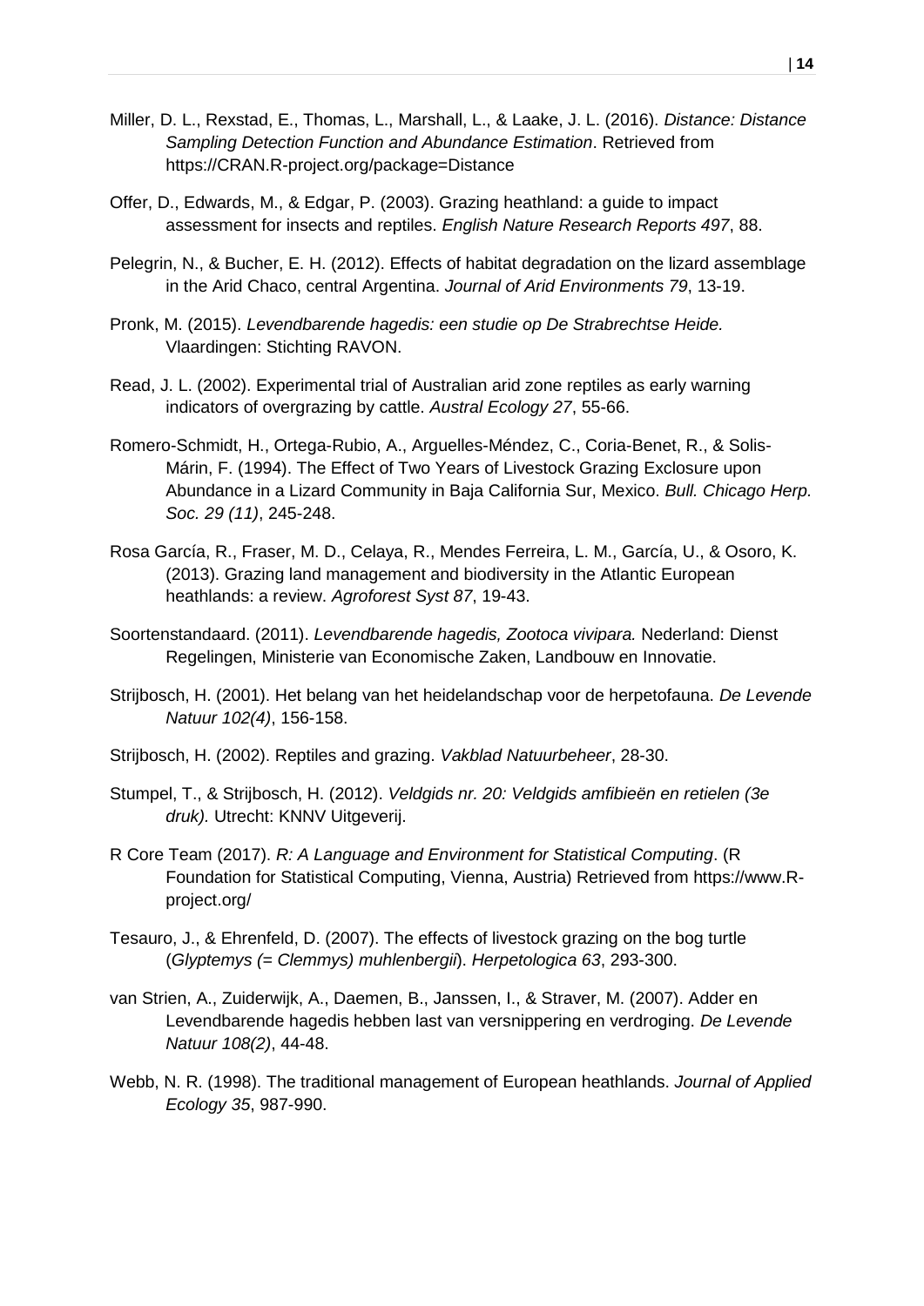Miller, D. L., Rexstad, E., Thomas, L., Marshall, L., & Laake, J. L. (2016). *Distance: Distance Sampling Detection Function and Abundance Estimation*. Retrieved from https://CRAN.R-project.org/package=Distance

Offer, D., Edwards, M., & Edgar, P. (2003). Grazing heathland: a guide to impact assessment for insects and reptiles. *English Nature Research Reports 497*, 88.

Pelegrin, N., & Bucher, E. H. (2012). Effects of habitat degradation on the lizard assemblage in the Arid Chaco, central Argentina. *Journal of Arid Environments 79*, 13-19.

Pronk, M. (2015). *Levendbarende hagedis: een studie op De Strabrechtse Heide.* Vlaardingen: Stichting RAVON.

Read, J. L. (2002). Experimental trial of Australian arid zone reptiles as early warning indicators of overgrazing by cattle. *Austral Ecology 27*, 55-66.

Romero-Schmidt, H., Ortega-Rubio, A., Arguelles-Méndez, C., Coria-Benet, R., & Solis-Márin, F. (1994). The Effect of Two Years of Livestock Grazing Exclosure upon Abundance in a Lizard Community in Baja California Sur, Mexico. *Bull. Chicago Herp. Soc. 29 (11)*, 245-248.

Rosa García, R., Fraser, M. D., Celaya, R., Mendes Ferreira, L. M., García, U., & Osoro, K. (2013). Grazing land management and biodiversity in the Atlantic European heathlands: a review. *Agroforest Syst 87*, 19-43.

Soortenstandaard. (2011). *Levendbarende hagedis, Zootoca vivipara.* Nederland: Dienst Regelingen, Ministerie van Economische Zaken, Landbouw en Innovatie.

Strijbosch, H. (2001). Het belang van het heidelandschap voor de herpetofauna. *De Levende Natuur 102(4)*, 156-158.

Strijbosch, H. (2002). Reptiles and grazing. *Vakblad Natuurbeheer*, 28-30.

Stumpel, T., & Strijbosch, H. (2012). *Veldgids nr. 20: Veldgids amfibieën en retielen (3e druk).* Utrecht: KNNV Uitgeverij.

R Core Team (2017). *R: A Language and Environment for Statistical Computing*. (R Foundation for Statistical Computing, Vienna, Austria) Retrieved from https://www.R-project.org/

Tesauro, J., & Ehrenfeld, D. (2007). The effects of livestock grazing on the bog turtle (*Glyptemys (= Clemmys) muhlenbergii*). *Herpetologica 63*, 293-300.

van Strien, A., Zuiderwijk, A., Daemen, B., Janssen, I., & Straver, M. (2007). Adder en Levendbarende hagedis hebben last van versnippering en verdroging. *De Levende Natuur 108(2)*, 44-48.

Webb, N. R. (1998). The traditional management of European heathlands. *Journal of Applied Ecology 35*, 987-990.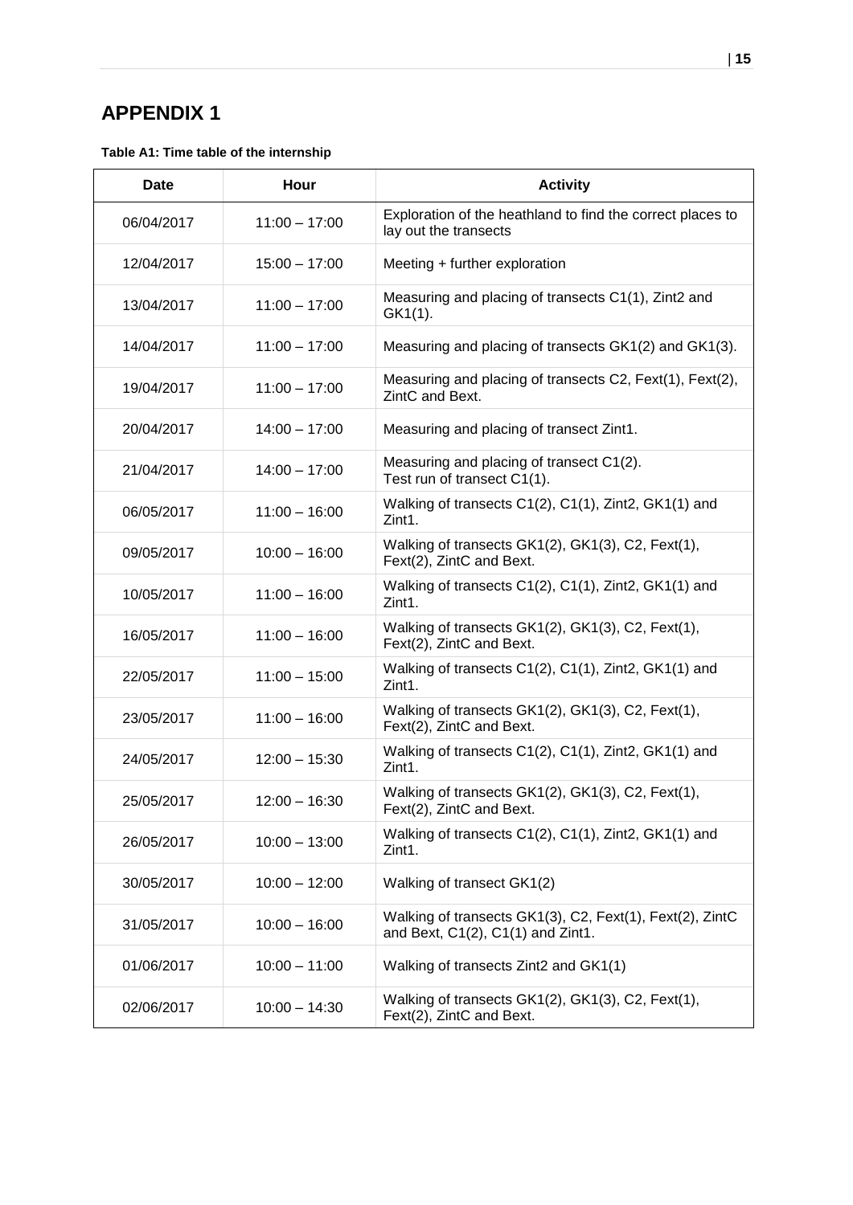# APPENDIX 1

**Table A1: Time table of the internship**

| Date | Hour | Activity |
|---|---|---|
| 06/04/2017 | 11:00 – 17:00 | Exploration of the heathland to find the correct places to lay out the transects |
| 12/04/2017 | 15:00 – 17:00 | Meeting + further exploration |
| 13/04/2017 | 11:00 – 17:00 | Measuring and placing of transects C1(1), Zint2 and GK1(1). |
| 14/04/2017 | 11:00 – 17:00 | Measuring and placing of transects GK1(2) and GK1(3). |
| 19/04/2017 | 11:00 – 17:00 | Measuring and placing of transects C2, Fext(1), Fext(2), ZintC and Bext. |
| 20/04/2017 | 14:00 – 17:00 | Measuring and placing of transect Zint1. |
| 21/04/2017 | 14:00 – 17:00 | Measuring and placing of transect C1(2). Test run of transect C1(1). |
| 06/05/2017 | 11:00 – 16:00 | Walking of transects C1(2), C1(1), Zint2, GK1(1) and Zint1. |
| 09/05/2017 | 10:00 – 16:00 | Walking of transects GK1(2), GK1(3), C2, Fext(1), Fext(2), ZintC and Bext. |
| 10/05/2017 | 11:00 – 16:00 | Walking of transects C1(2), C1(1), Zint2, GK1(1) and Zint1. |
| 16/05/2017 | 11:00 – 16:00 | Walking of transects GK1(2), GK1(3), C2, Fext(1), Fext(2), ZintC and Bext. |
| 22/05/2017 | 11:00 – 15:00 | Walking of transects C1(2), C1(1), Zint2, GK1(1) and Zint1. |
| 23/05/2017 | 11:00 – 16:00 | Walking of transects GK1(2), GK1(3), C2, Fext(1), Fext(2), ZintC and Bext. |
| 24/05/2017 | 12:00 – 15:30 | Walking of transects C1(2), C1(1), Zint2, GK1(1) and Zint1. |
| 25/05/2017 | 12:00 – 16:30 | Walking of transects GK1(2), GK1(3), C2, Fext(1), Fext(2), ZintC and Bext. |
| 26/05/2017 | 10:00 – 13:00 | Walking of transects C1(2), C1(1), Zint2, GK1(1) and Zint1. |
| 30/05/2017 | 10:00 – 12:00 | Walking of transect GK1(2) |
| 31/05/2017 | 10:00 – 16:00 | Walking of transects GK1(3), C2, Fext(1), Fext(2), ZintC and Bext, C1(2), C1(1) and Zint1. |
| 01/06/2017 | 10:00 – 11:00 | Walking of transects Zint2 and GK1(1) |
| 02/06/2017 | 10:00 – 14:30 | Walking of transects GK1(2), GK1(3), C2, Fext(1), Fext(2), ZintC and Bext. |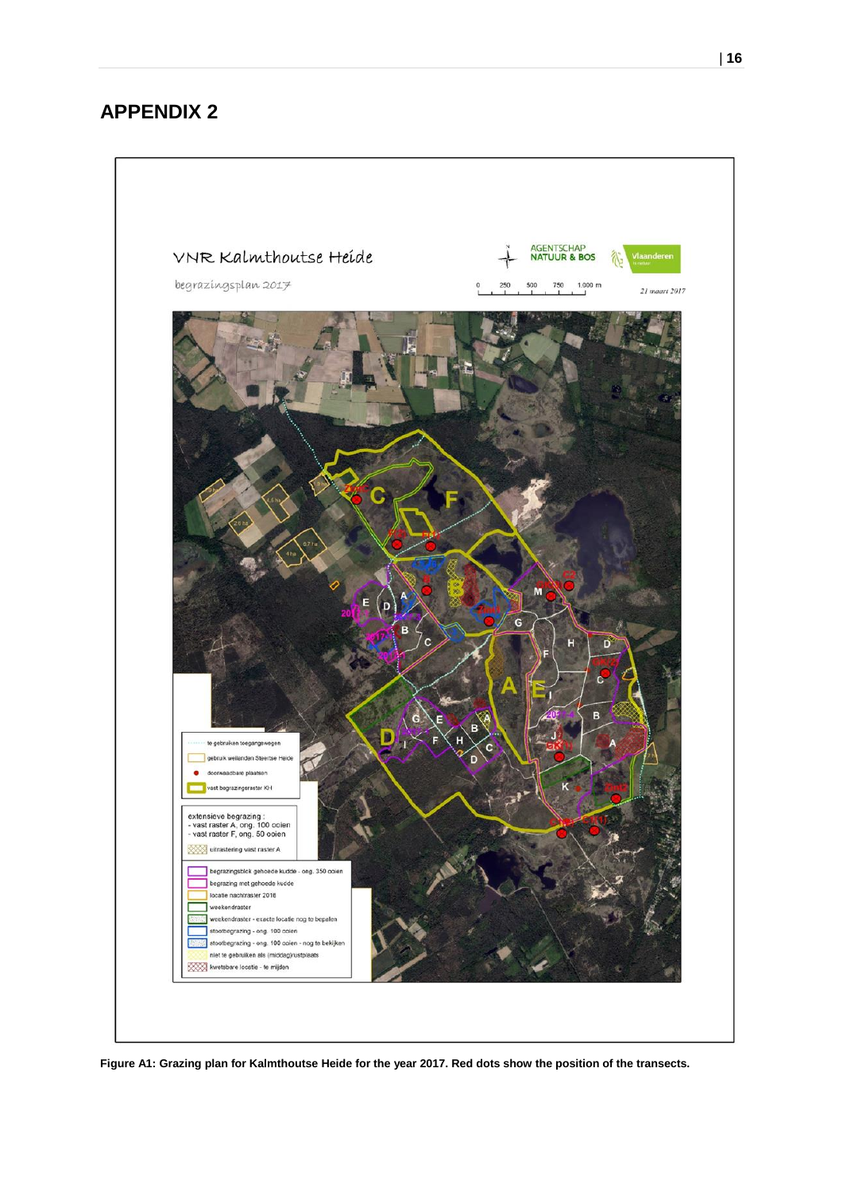# APPENDIX 2

**Figure A1: Grazing plan for Kalmthoutse Heide for the year 2017. Red dots show the position of the transects.**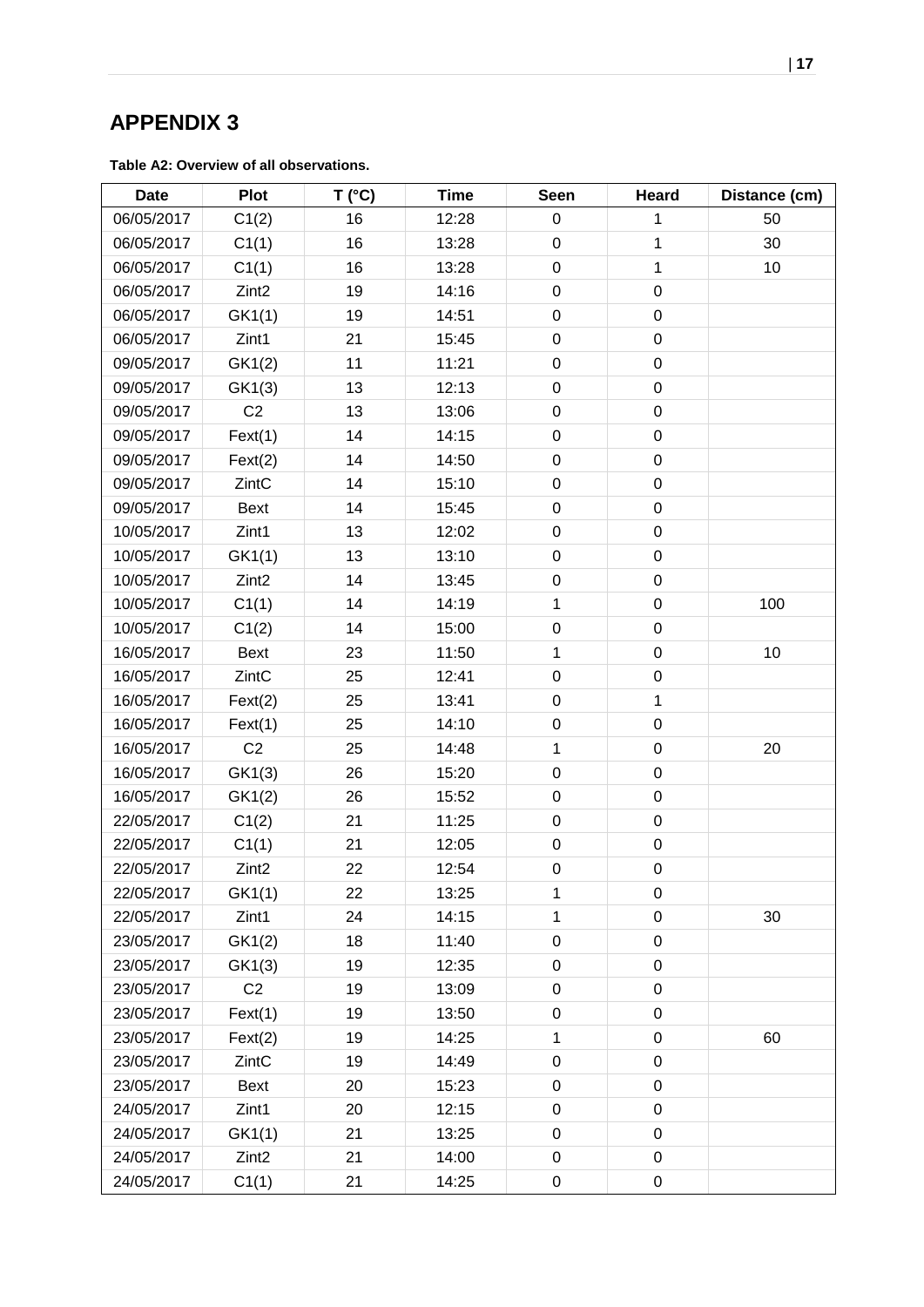# APPENDIX 3

**Table A2: Overview of all observations.**

| Date | Plot | T (°C) | Time | Seen | Heard | Distance (cm) |
|---|---|---|---|---|---|---|
| 06/05/2017 | C1(2) | 16 | 12:28 | 0 | 1 | 50 |
| 06/05/2017 | C1(1) | 16 | 13:28 | 0 | 1 | 30 |
| 06/05/2017 | C1(1) | 16 | 13:28 | 0 | 1 | 10 |
| 06/05/2017 | Zint2 | 19 | 14:16 | 0 | 0 | |
| 06/05/2017 | GK1(1) | 19 | 14:51 | 0 | 0 | |
| 06/05/2017 | Zint1 | 21 | 15:45 | 0 | 0 | |
| 09/05/2017 | GK1(2) | 11 | 11:21 | 0 | 0 | |
| 09/05/2017 | GK1(3) | 13 | 12:13 | 0 | 0 | |
| 09/05/2017 | C2 | 13 | 13:06 | 0 | 0 | |
| 09/05/2017 | Fext(1) | 14 | 14:15 | 0 | 0 | |
| 09/05/2017 | Fext(2) | 14 | 14:50 | 0 | 0 | |
| 09/05/2017 | ZintC | 14 | 15:10 | 0 | 0 | |
| 09/05/2017 | Bext | 14 | 15:45 | 0 | 0 | |
| 10/05/2017 | Zint1 | 13 | 12:02 | 0 | 0 | |
| 10/05/2017 | GK1(1) | 13 | 13:10 | 0 | 0 | |
| 10/05/2017 | Zint2 | 14 | 13:45 | 0 | 0 | |
| 10/05/2017 | C1(1) | 14 | 14:19 | 1 | 0 | 100 |
| 10/05/2017 | C1(2) | 14 | 15:00 | 0 | 0 | |
| 16/05/2017 | Bext | 23 | 11:50 | 1 | 0 | 10 |
| 16/05/2017 | ZintC | 25 | 12:41 | 0 | 0 | |
| 16/05/2017 | Fext(2) | 25 | 13:41 | 0 | 1 | |
| 16/05/2017 | Fext(1) | 25 | 14:10 | 0 | 0 | |
| 16/05/2017 | C2 | 25 | 14:48 | 1 | 0 | 20 |
| 16/05/2017 | GK1(3) | 26 | 15:20 | 0 | 0 | |
| 16/05/2017 | GK1(2) | 26 | 15:52 | 0 | 0 | |
| 22/05/2017 | C1(2) | 21 | 11:25 | 0 | 0 | |
| 22/05/2017 | C1(1) | 21 | 12:05 | 0 | 0 | |
| 22/05/2017 | Zint2 | 22 | 12:54 | 0 | 0 | |
| 22/05/2017 | GK1(1) | 22 | 13:25 | 1 | 0 | |
| 22/05/2017 | Zint1 | 24 | 14:15 | 1 | 0 | 30 |
| 23/05/2017 | GK1(2) | 18 | 11:40 | 0 | 0 | |
| 23/05/2017 | GK1(3) | 19 | 12:35 | 0 | 0 | |
| 23/05/2017 | C2 | 19 | 13:09 | 0 | 0 | |
| 23/05/2017 | Fext(1) | 19 | 13:50 | 0 | 0 | |
| 23/05/2017 | Fext(2) | 19 | 14:25 | 1 | 0 | 60 |
| 23/05/2017 | ZintC | 19 | 14:49 | 0 | 0 | |
| 23/05/2017 | Bext | 20 | 15:23 | 0 | 0 | |
| 24/05/2017 | Zint1 | 20 | 12:15 | 0 | 0 | |
| 24/05/2017 | GK1(1) | 21 | 13:25 | 0 | 0 | |
| 24/05/2017 | Zint2 | 21 | 14:00 | 0 | 0 | |
| 24/05/2017 | C1(1) | 21 | 14:25 | 0 | 0 | |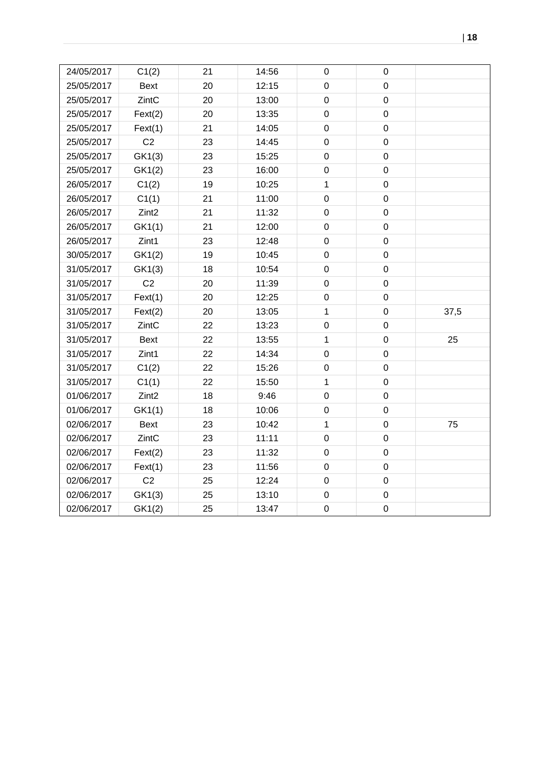| | | | | | | |
|---|---|---|---|---|---|---|
| 24/05/2017 | C1(2) | 21 | 14:56 | 0 | 0 | |
| 25/05/2017 | Bext | 20 | 12:15 | 0 | 0 | |
| 25/05/2017 | ZintC | 20 | 13:00 | 0 | 0 | |
| 25/05/2017 | Fext(2) | 20 | 13:35 | 0 | 0 | |
| 25/05/2017 | Fext(1) | 21 | 14:05 | 0 | 0 | |
| 25/05/2017 | C2 | 23 | 14:45 | 0 | 0 | |
| 25/05/2017 | GK1(3) | 23 | 15:25 | 0 | 0 | |
| 25/05/2017 | GK1(2) | 23 | 16:00 | 0 | 0 | |
| 26/05/2017 | C1(2) | 19 | 10:25 | 1 | 0 | |
| 26/05/2017 | C1(1) | 21 | 11:00 | 0 | 0 | |
| 26/05/2017 | Zint2 | 21 | 11:32 | 0 | 0 | |
| 26/05/2017 | GK1(1) | 21 | 12:00 | 0 | 0 | |
| 26/05/2017 | Zint1 | 23 | 12:48 | 0 | 0 | |
| 30/05/2017 | GK1(2) | 19 | 10:45 | 0 | 0 | |
| 31/05/2017 | GK1(3) | 18 | 10:54 | 0 | 0 | |
| 31/05/2017 | C2 | 20 | 11:39 | 0 | 0 | |
| 31/05/2017 | Fext(1) | 20 | 12:25 | 0 | 0 | |
| 31/05/2017 | Fext(2) | 20 | 13:05 | 1 | 0 | 37,5 |
| 31/05/2017 | ZintC | 22 | 13:23 | 0 | 0 | |
| 31/05/2017 | Bext | 22 | 13:55 | 1 | 0 | 25 |
| 31/05/2017 | Zint1 | 22 | 14:34 | 0 | 0 | |
| 31/05/2017 | C1(2) | 22 | 15:26 | 0 | 0 | |
| 31/05/2017 | C1(1) | 22 | 15:50 | 1 | 0 | |
| 01/06/2017 | Zint2 | 18 | 9:46 | 0 | 0 | |
| 01/06/2017 | GK1(1) | 18 | 10:06 | 0 | 0 | |
| 02/06/2017 | Bext | 23 | 10:42 | 1 | 0 | 75 |
| 02/06/2017 | ZintC | 23 | 11:11 | 0 | 0 | |
| 02/06/2017 | Fext(2) | 23 | 11:32 | 0 | 0 | |
| 02/06/2017 | Fext(1) | 23 | 11:56 | 0 | 0 | |
| 02/06/2017 | C2 | 25 | 12:24 | 0 | 0 | |
| 02/06/2017 | GK1(3) | 25 | 13:10 | 0 | 0 | |
| 02/06/2017 | GK1(2) | 25 | 13:47 | 0 | 0 | |